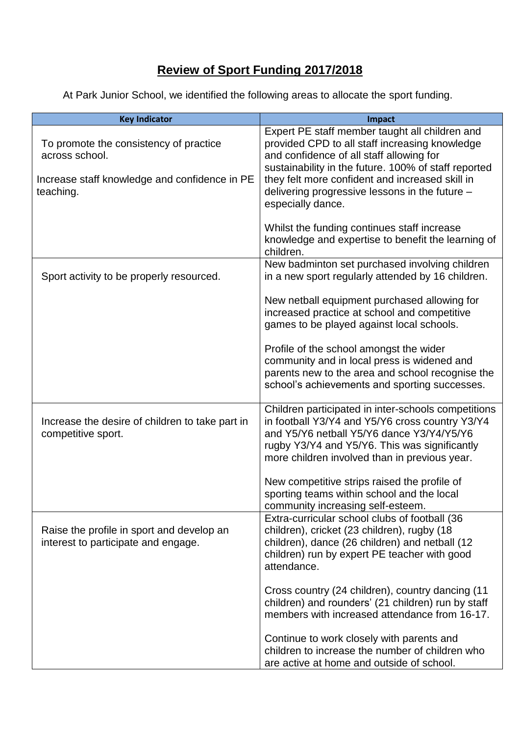# Review of Sport Funding 2017/2018

At Park Junior School, we identified the following areas to allocate the sport funding.

| Key Indicator | Impact |
|---|---|
| To promote the consistency of practice across school.<br><br>Increase staff knowledge and confidence in PE teaching. | Expert PE staff member taught all children and provided CPD to all staff increasing knowledge and confidence of all staff allowing for sustainability in the future. 100% of staff reported they felt more confident and increased skill in delivering progressive lessons in the future – especially dance.<br><br>Whilst the funding continues staff increase knowledge and expertise to benefit the learning of children. |
| Sport activity to be properly resourced. | New badminton set purchased involving children in a new sport regularly attended by 16 children.<br><br>New netball equipment purchased allowing for increased practice at school and competitive games to be played against local schools.<br><br>Profile of the school amongst the wider community and in local press is widened and parents new to the area and school recognise the school's achievements and sporting successes. |
| Increase the desire of children to take part in competitive sport. | Children participated in inter-schools competitions in football Y3/Y4 and Y5/Y6 cross country Y3/Y4 and Y5/Y6 netball Y5/Y6 dance Y3/Y4/Y5/Y6 rugby Y3/Y4 and Y5/Y6. This was significantly more children involved than in previous year.<br><br>New competitive strips raised the profile of sporting teams within school and the local community increasing self-esteem. |
| Raise the profile in sport and develop an interest to participate and engage. | Extra-curricular school clubs of football (36 children), cricket (23 children), rugby (18 children), dance (26 children) and netball (12 children) run by expert PE teacher with good attendance.<br><br>Cross country (24 children), country dancing (11 children) and rounders' (21 children) run by staff members with increased attendance from 16-17.<br><br>Continue to work closely with parents and children to increase the number of children who are active at home and outside of school. |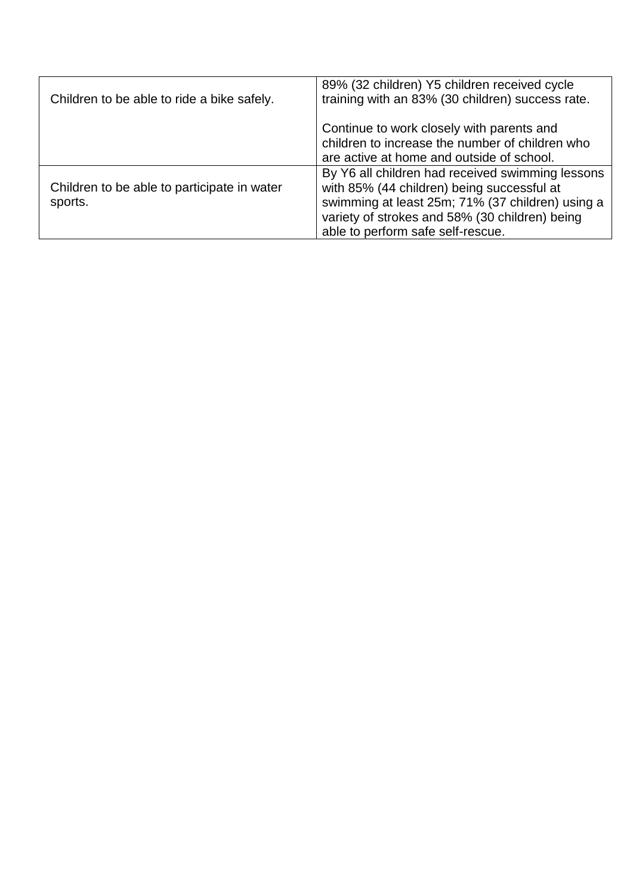| | |
|---|---|
| Children to be able to ride a bike safely. | 89% (32 children) Y5 children received cycle training with an 83% (30 children) success rate.<br><br>Continue to work closely with parents and children to increase the number of children who are active at home and outside of school. |
| Children to be able to participate in water sports. | By Y6 all children had received swimming lessons with 85% (44 children) being successful at swimming at least 25m; 71% (37 children) using a variety of strokes and 58% (30 children) being able to perform safe self-rescue. |